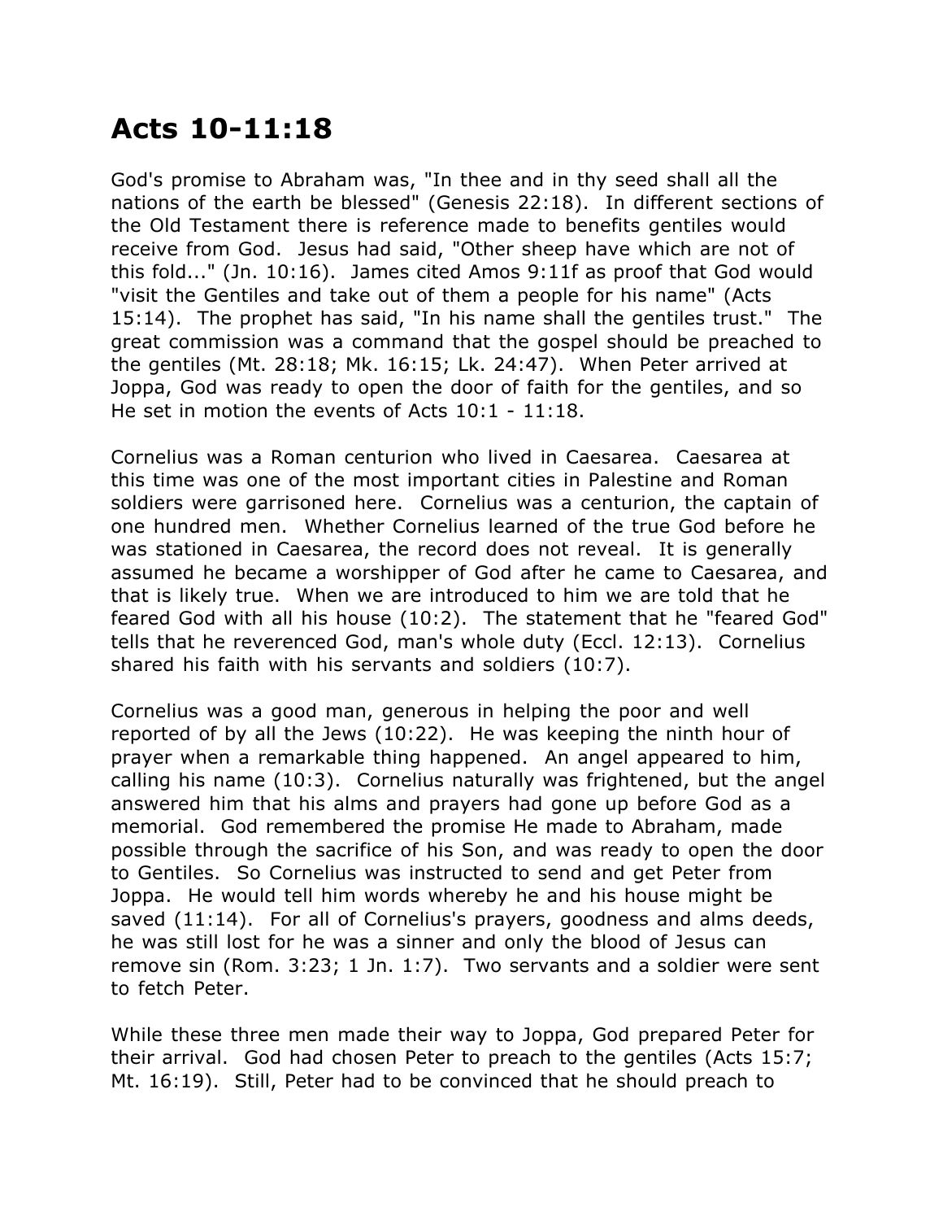# Acts 10-11:18

God's promise to Abraham was, "In thee and in thy seed shall all the nations of the earth be blessed" (Genesis 22:18). In different sections of the Old Testament there is reference made to benefits gentiles would receive from God. Jesus had said, "Other sheep have which are not of this fold..." (Jn. 10:16). James cited Amos 9:11f as proof that God would "visit the Gentiles and take out of them a people for his name" (Acts 15:14). The prophet has said, "In his name shall the gentiles trust." The great commission was a command that the gospel should be preached to the gentiles (Mt. 28:18; Mk. 16:15; Lk. 24:47). When Peter arrived at Joppa, God was ready to open the door of faith for the gentiles, and so He set in motion the events of Acts 10:1 - 11:18.

Cornelius was a Roman centurion who lived in Caesarea. Caesarea at this time was one of the most important cities in Palestine and Roman soldiers were garrisoned here. Cornelius was a centurion, the captain of one hundred men. Whether Cornelius learned of the true God before he was stationed in Caesarea, the record does not reveal. It is generally assumed he became a worshipper of God after he came to Caesarea, and that is likely true. When we are introduced to him we are told that he feared God with all his house (10:2). The statement that he "feared God" tells that he reverenced God, man's whole duty (Eccl. 12:13). Cornelius shared his faith with his servants and soldiers (10:7).

Cornelius was a good man, generous in helping the poor and well reported of by all the Jews (10:22). He was keeping the ninth hour of prayer when a remarkable thing happened. An angel appeared to him, calling his name (10:3). Cornelius naturally was frightened, but the angel answered him that his alms and prayers had gone up before God as a memorial. God remembered the promise He made to Abraham, made possible through the sacrifice of his Son, and was ready to open the door to Gentiles. So Cornelius was instructed to send and get Peter from Joppa. He would tell him words whereby he and his house might be saved (11:14). For all of Cornelius's prayers, goodness and alms deeds, he was still lost for he was a sinner and only the blood of Jesus can remove sin (Rom. 3:23; 1 Jn. 1:7). Two servants and a soldier were sent to fetch Peter.

While these three men made their way to Joppa, God prepared Peter for their arrival. God had chosen Peter to preach to the gentiles (Acts 15:7; Mt. 16:19). Still, Peter had to be convinced that he should preach to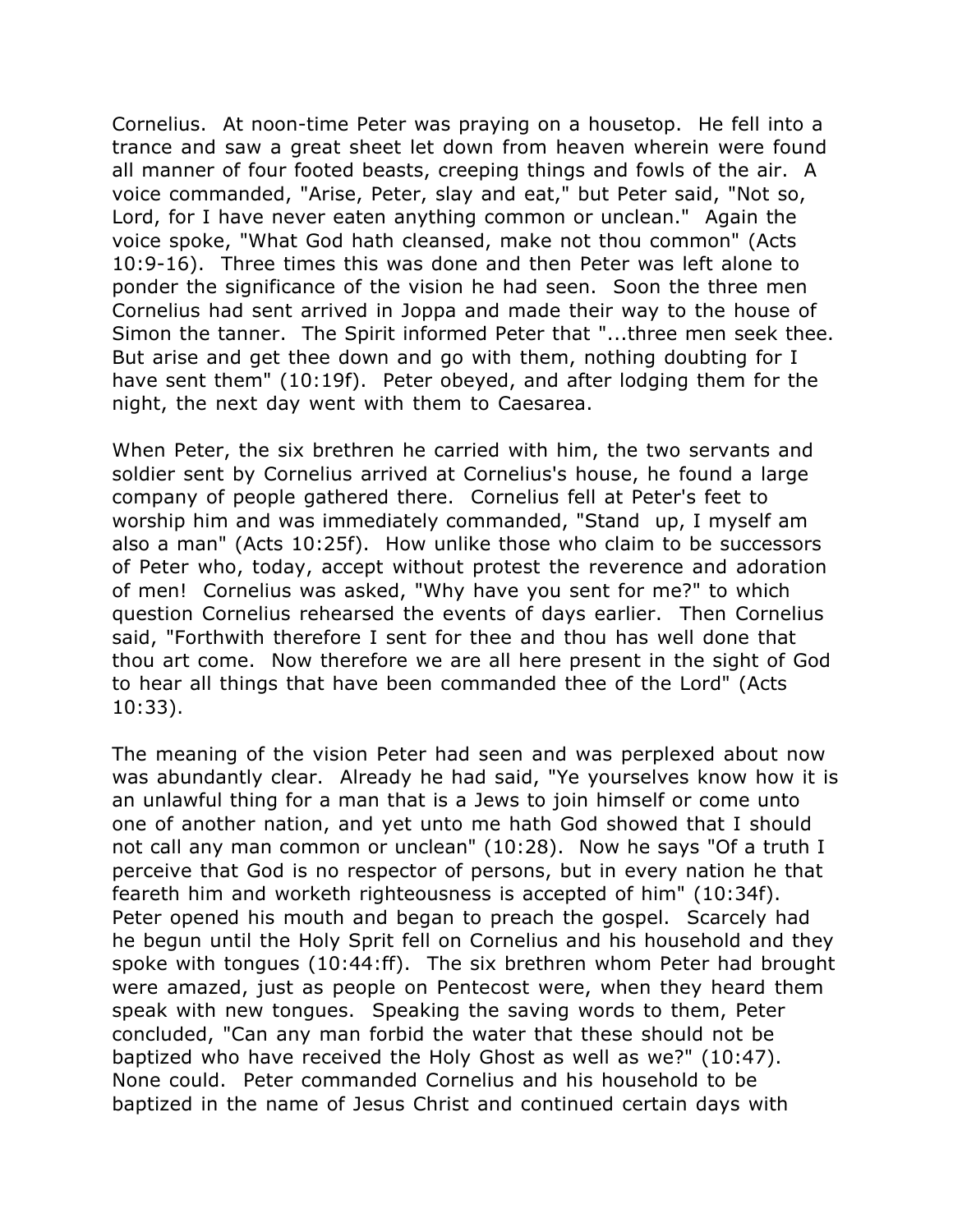Cornelius. At noon-time Peter was praying on a housetop. He fell into a trance and saw a great sheet let down from heaven wherein were found all manner of four footed beasts, creeping things and fowls of the air. A voice commanded, "Arise, Peter, slay and eat," but Peter said, "Not so, Lord, for I have never eaten anything common or unclean." Again the voice spoke, "What God hath cleansed, make not thou common" (Acts 10:9-16). Three times this was done and then Peter was left alone to ponder the significance of the vision he had seen. Soon the three men Cornelius had sent arrived in Joppa and made their way to the house of Simon the tanner. The Spirit informed Peter that "...three men seek thee. But arise and get thee down and go with them, nothing doubting for I have sent them" (10:19f). Peter obeyed, and after lodging them for the night, the next day went with them to Caesarea.

When Peter, the six brethren he carried with him, the two servants and soldier sent by Cornelius arrived at Cornelius's house, he found a large company of people gathered there. Cornelius fell at Peter's feet to worship him and was immediately commanded, "Stand up, I myself am also a man" (Acts 10:25f). How unlike those who claim to be successors of Peter who, today, accept without protest the reverence and adoration of men! Cornelius was asked, "Why have you sent for me?" to which question Cornelius rehearsed the events of days earlier. Then Cornelius said, "Forthwith therefore I sent for thee and thou has well done that thou art come. Now therefore we are all here present in the sight of God to hear all things that have been commanded thee of the Lord" (Acts 10:33).

The meaning of the vision Peter had seen and was perplexed about now was abundantly clear. Already he had said, "Ye yourselves know how it is an unlawful thing for a man that is a Jews to join himself or come unto one of another nation, and yet unto me hath God showed that I should not call any man common or unclean" (10:28). Now he says "Of a truth I perceive that God is no respector of persons, but in every nation he that feareth him and worketh righteousness is accepted of him" (10:34f). Peter opened his mouth and began to preach the gospel. Scarcely had he begun until the Holy Sprit fell on Cornelius and his household and they spoke with tongues (10:44:ff). The six brethren whom Peter had brought were amazed, just as people on Pentecost were, when they heard them speak with new tongues. Speaking the saving words to them, Peter concluded, "Can any man forbid the water that these should not be baptized who have received the Holy Ghost as well as we?" (10:47). None could. Peter commanded Cornelius and his household to be baptized in the name of Jesus Christ and continued certain days with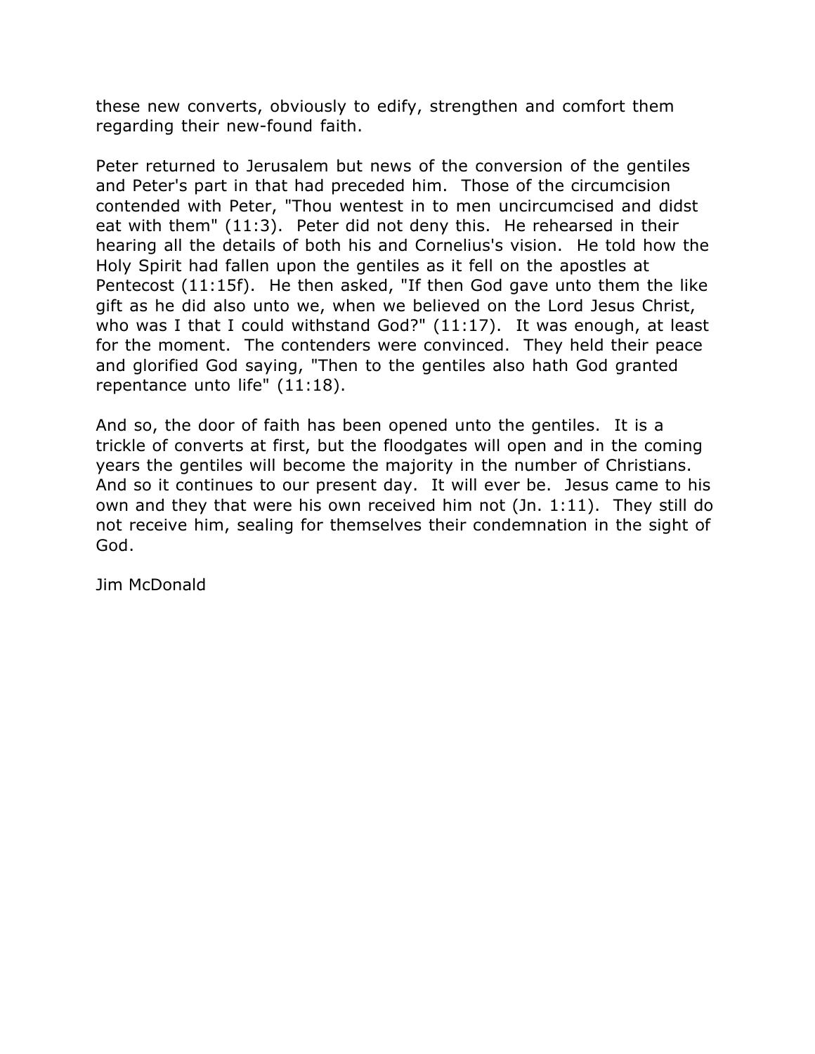these new converts, obviously to edify, strengthen and comfort them regarding their new-found faith.

Peter returned to Jerusalem but news of the conversion of the gentiles and Peter's part in that had preceded him. Those of the circumcision contended with Peter, "Thou wentest in to men uncircumcised and didst eat with them" (11:3). Peter did not deny this. He rehearsed in their hearing all the details of both his and Cornelius's vision. He told how the Holy Spirit had fallen upon the gentiles as it fell on the apostles at Pentecost (11:15f). He then asked, "If then God gave unto them the like gift as he did also unto we, when we believed on the Lord Jesus Christ, who was I that I could withstand God?" (11:17). It was enough, at least for the moment. The contenders were convinced. They held their peace and glorified God saying, "Then to the gentiles also hath God granted repentance unto life" (11:18).

And so, the door of faith has been opened unto the gentiles. It is a trickle of converts at first, but the floodgates will open and in the coming years the gentiles will become the majority in the number of Christians. And so it continues to our present day. It will ever be. Jesus came to his own and they that were his own received him not (Jn. 1:11). They still do not receive him, sealing for themselves their condemnation in the sight of God.

Jim McDonald